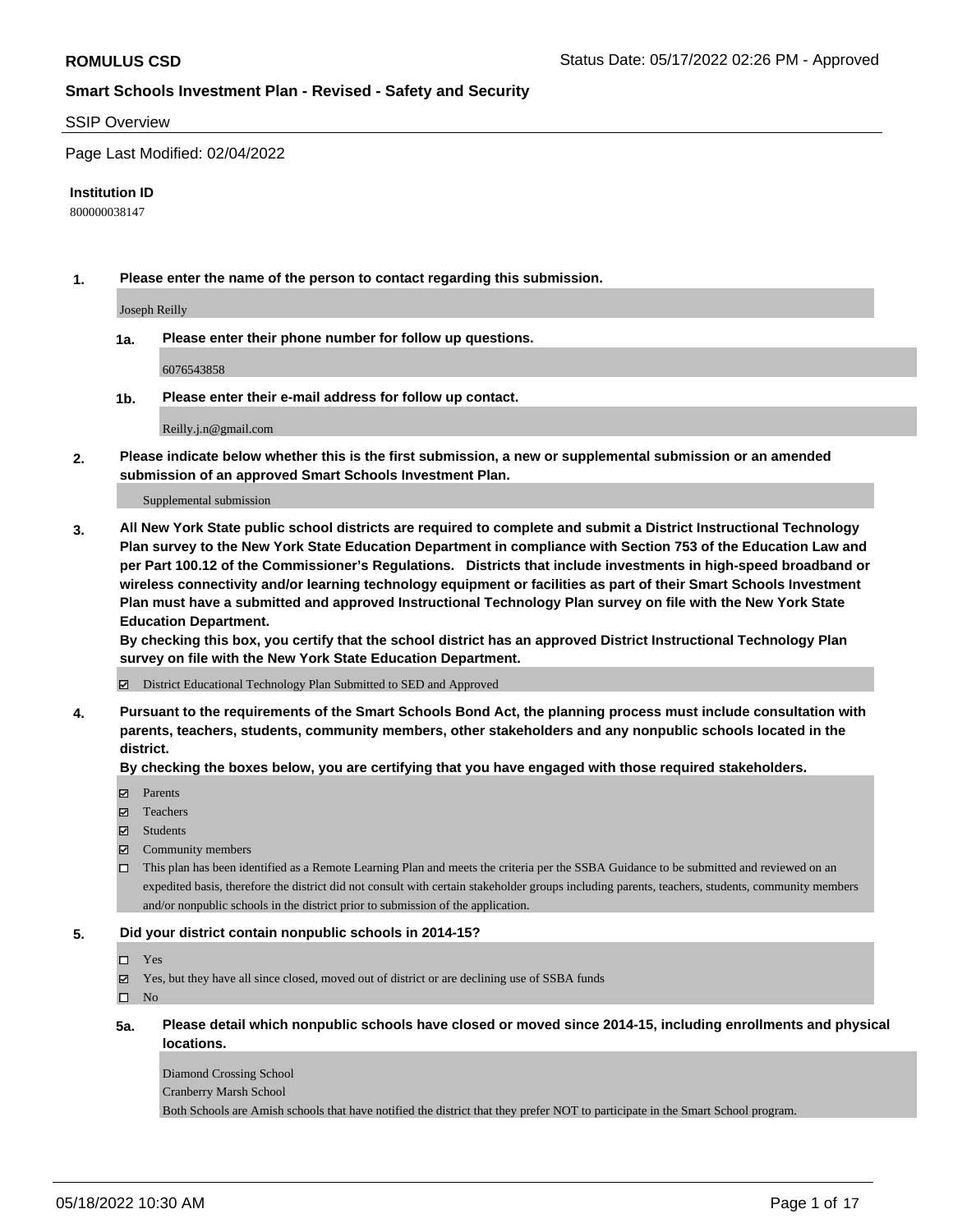**ROMULUS CSD**

Status Date: 05/17/2022 02:26 PM - Approved

**Smart Schools Investment Plan - Revised - Safety and Security**

SSIP Overview

Page Last Modified: 02/04/2022

**Institution ID**

800000038147

**1. Please enter the name of the person to contact regarding this submission.**

Joseph Reilly

**1a. Please enter their phone number for follow up questions.**

6076543858

**1b. Please enter their e-mail address for follow up contact.**

Reilly.j.n@gmail.com

**2. Please indicate below whether this is the first submission, a new or supplemental submission or an amended submission of an approved Smart Schools Investment Plan.**

Supplemental submission

**3. All New York State public school districts are required to complete and submit a District Instructional Technology Plan survey to the New York State Education Department in compliance with Section 753 of the Education Law and per Part 100.12 of the Commissioner's Regulations. Districts that include investments in high-speed broadband or wireless connectivity and/or learning technology equipment or facilities as part of their Smart Schools Investment Plan must have a submitted and approved Instructional Technology Plan survey on file with the New York State Education Department.**
**By checking this box, you certify that the school district has an approved District Instructional Technology Plan survey on file with the New York State Education Department.**

☑ District Educational Technology Plan Submitted to SED and Approved

**4. Pursuant to the requirements of the Smart Schools Bond Act, the planning process must include consultation with parents, teachers, students, community members, other stakeholders and any nonpublic schools located in the district.**
**By checking the boxes below, you are certifying that you have engaged with those required stakeholders.**

- ☑ Parents
- ☑ Teachers
- ☑ Students
- ☑ Community members
- ☐ This plan has been identified as a Remote Learning Plan and meets the criteria per the SSBA Guidance to be submitted and reviewed on an expedited basis, therefore the district did not consult with certain stakeholder groups including parents, teachers, students, community members and/or nonpublic schools in the district prior to submission of the application.

**5. Did your district contain nonpublic schools in 2014-15?**

- ☐ Yes
- ☑ Yes, but they have all since closed, moved out of district or are declining use of SSBA funds
- ☐ No

**5a. Please detail which nonpublic schools have closed or moved since 2014-15, including enrollments and physical locations.**

Diamond Crossing School
Cranberry Marsh School
Both Schools are Amish schools that have notified the district that they prefer NOT to participate in the Smart School program.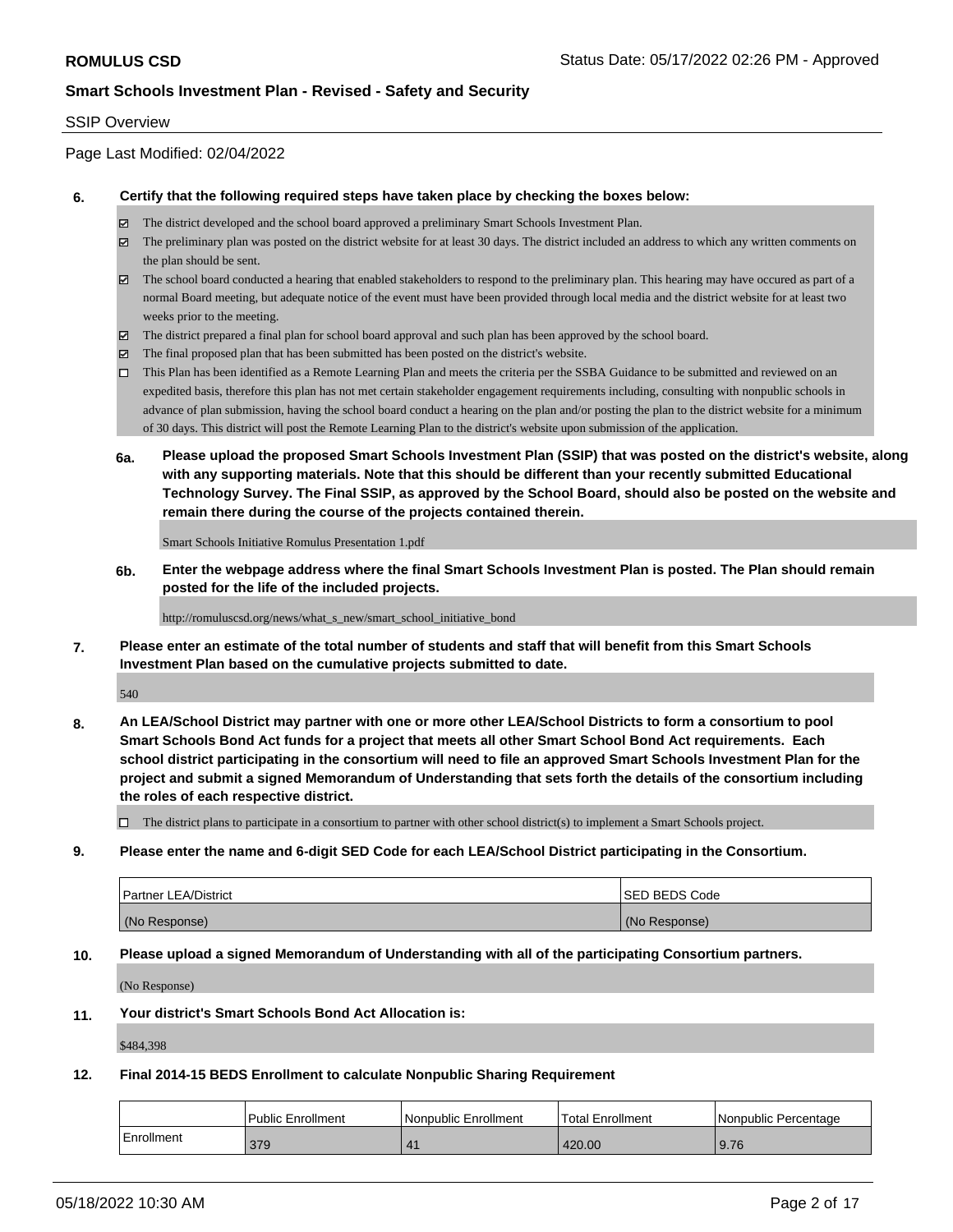# ROMULUS CSD

Status Date: 05/17/2022 02:26 PM - Approved

## Smart Schools Investment Plan - Revised - Safety and Security

SSIP Overview

Page Last Modified: 02/04/2022

**6. Certify that the following required steps have taken place by checking the boxes below:**

- ☑ The district developed and the school board approved a preliminary Smart Schools Investment Plan.
- ☑ The preliminary plan was posted on the district website for at least 30 days. The district included an address to which any written comments on the plan should be sent.
- ☑ The school board conducted a hearing that enabled stakeholders to respond to the preliminary plan. This hearing may have occured as part of a normal Board meeting, but adequate notice of the event must have been provided through local media and the district website for at least two weeks prior to the meeting.
- ☑ The district prepared a final plan for school board approval and such plan has been approved by the school board.
- ☑ The final proposed plan that has been submitted has been posted on the district's website.
- ☐ This Plan has been identified as a Remote Learning Plan and meets the criteria per the SSBA Guidance to be submitted and reviewed on an expedited basis, therefore this plan has not met certain stakeholder engagement requirements including, consulting with nonpublic schools in advance of plan submission, having the school board conduct a hearing on the plan and/or posting the plan to the district website for a minimum of 30 days. This district will post the Remote Learning Plan to the district's website upon submission of the application.

**6a. Please upload the proposed Smart Schools Investment Plan (SSIP) that was posted on the district's website, along with any supporting materials. Note that this should be different than your recently submitted Educational Technology Survey. The Final SSIP, as approved by the School Board, should also be posted on the website and remain there during the course of the projects contained therein.**

Smart Schools Initiative Romulus Presentation 1.pdf

**6b. Enter the webpage address where the final Smart Schools Investment Plan is posted. The Plan should remain posted for the life of the included projects.**

http://romuluscsd.org/news/what_s_new/smart_school_initiative_bond

**7. Please enter an estimate of the total number of students and staff that will benefit from this Smart Schools Investment Plan based on the cumulative projects submitted to date.**

540

**8. An LEA/School District may partner with one or more other LEA/School Districts to form a consortium to pool Smart Schools Bond Act funds for a project that meets all other Smart School Bond Act requirements. Each school district participating in the consortium will need to file an approved Smart Schools Investment Plan for the project and submit a signed Memorandum of Understanding that sets forth the details of the consortium including the roles of each respective district.**

- ☐ The district plans to participate in a consortium to partner with other school district(s) to implement a Smart Schools project.

**9. Please enter the name and 6-digit SED Code for each LEA/School District participating in the Consortium.**

| Partner LEA/District | SED BEDS Code |
|---|---|
| (No Response) | (No Response) |

**10. Please upload a signed Memorandum of Understanding with all of the participating Consortium partners.**

(No Response)

**11. Your district's Smart Schools Bond Act Allocation is:**

$484,398

**12. Final 2014-15 BEDS Enrollment to calculate Nonpublic Sharing Requirement**

| | Public Enrollment | Nonpublic Enrollment | Total Enrollment | Nonpublic Percentage |
|---|---|---|---|---|
| Enrollment | 379 | 41 | 420.00 | 9.76 |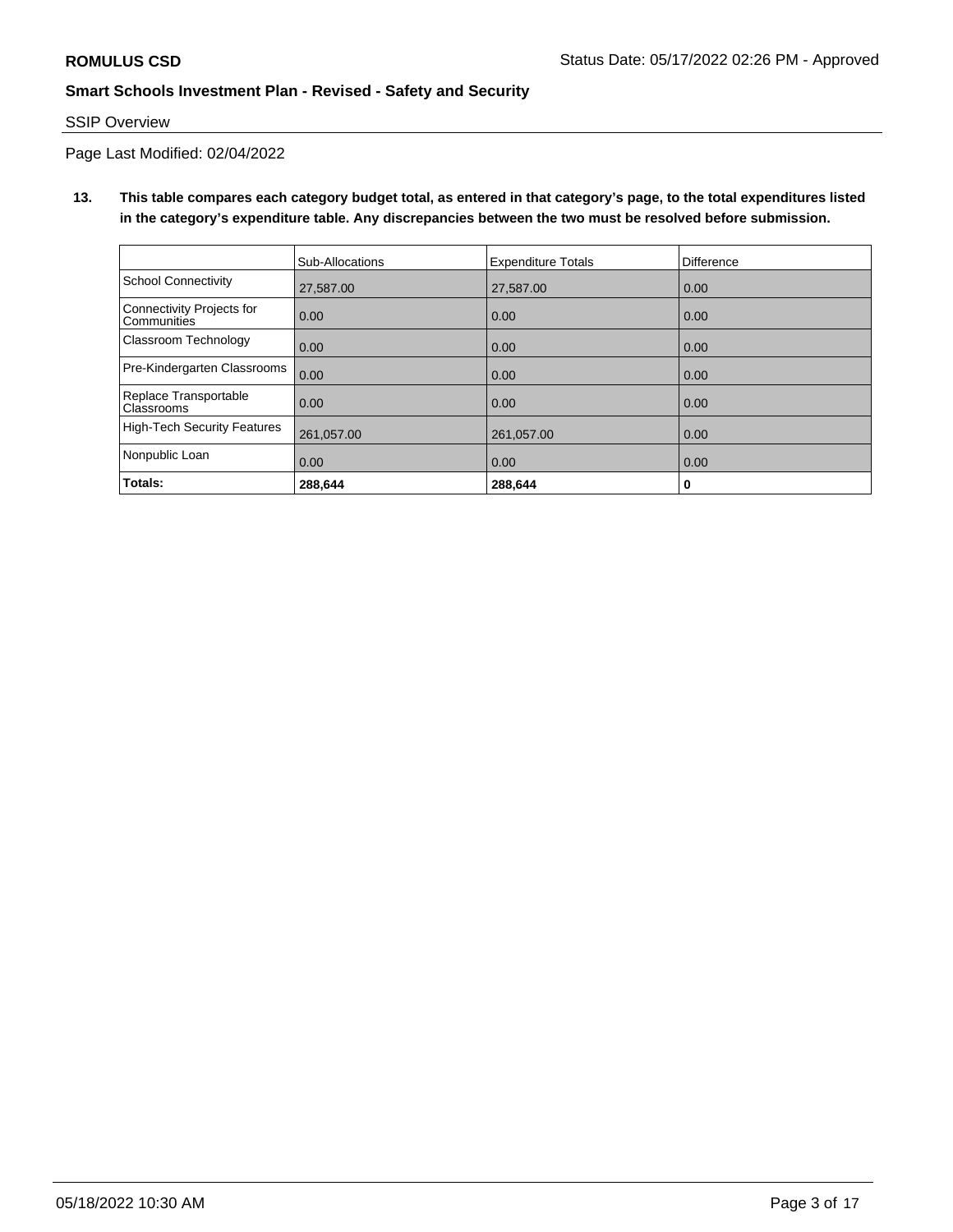**ROMULUS CSD** Status Date: 05/17/2022 02:26 PM - Approved

## Smart Schools Investment Plan - Revised - Safety and Security

SSIP Overview

Page Last Modified: 02/04/2022

**13. This table compares each category budget total, as entered in that category's page, to the total expenditures listed in the category's expenditure table. Any discrepancies between the two must be resolved before submission.**

| | Sub-Allocations | Expenditure Totals | Difference |
|---|---|---|---|
| School Connectivity | 27,587.00 | 27,587.00 | 0.00 |
| Connectivity Projects for Communities | 0.00 | 0.00 | 0.00 |
| Classroom Technology | 0.00 | 0.00 | 0.00 |
| Pre-Kindergarten Classrooms | 0.00 | 0.00 | 0.00 |
| Replace Transportable Classrooms | 0.00 | 0.00 | 0.00 |
| High-Tech Security Features | 261,057.00 | 261,057.00 | 0.00 |
| Nonpublic Loan | 0.00 | 0.00 | 0.00 |
| **Totals:** | **288,644** | **288,644** | **0** |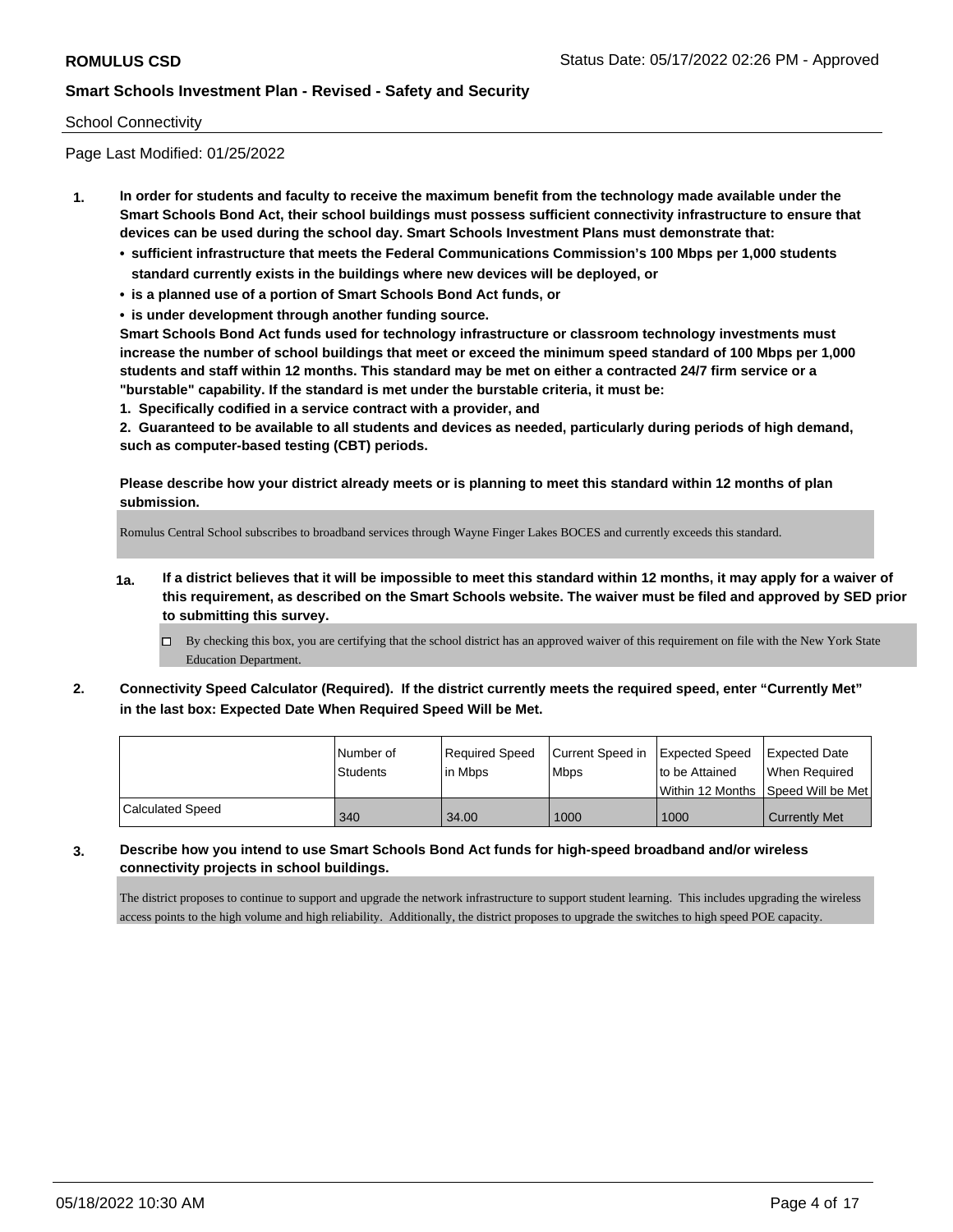School Connectivity

Page Last Modified: 01/25/2022

1. **In order for students and faculty to receive the maximum benefit from the technology made available under the Smart Schools Bond Act, their school buildings must possess sufficient connectivity infrastructure to ensure that devices can be used during the school day. Smart Schools Investment Plans must demonstrate that:**
   - **sufficient infrastructure that meets the Federal Communications Commission's 100 Mbps per 1,000 students standard currently exists in the buildings where new devices will be deployed, or**
   - **is a planned use of a portion of Smart Schools Bond Act funds, or**
   - **is under development through another funding source.**

   **Smart Schools Bond Act funds used for technology infrastructure or classroom technology investments must increase the number of school buildings that meet or exceed the minimum speed standard of 100 Mbps per 1,000 students and staff within 12 months. This standard may be met on either a contracted 24/7 firm service or a "burstable" capability. If the standard is met under the burstable criteria, it must be:**

   **1. Specifically codified in a service contract with a provider, and**

   **2. Guaranteed to be available to all students and devices as needed, particularly during periods of high demand, such as computer-based testing (CBT) periods.**

   **Please describe how your district already meets or is planning to meet this standard within 12 months of plan submission.**

   Romulus Central School subscribes to broadband services through Wayne Finger Lakes BOCES and currently exceeds this standard.

   1a. **If a district believes that it will be impossible to meet this standard within 12 months, it may apply for a waiver of this requirement, as described on the Smart Schools website. The waiver must be filed and approved by SED prior to submitting this survey.**

   ☐ By checking this box, you are certifying that the school district has an approved waiver of this requirement on file with the New York State Education Department.

2. **Connectivity Speed Calculator (Required). If the district currently meets the required speed, enter "Currently Met" in the last box: Expected Date When Required Speed Will be Met.**

|  | Number of Students | Required Speed in Mbps | Current Speed in Mbps | Expected Speed to be Attained Within 12 Months | Expected Date When Required Speed Will be Met |
|---|---|---|---|---|---|
| Calculated Speed | 340 | 34.00 | 1000 | 1000 | Currently Met |

3. **Describe how you intend to use Smart Schools Bond Act funds for high-speed broadband and/or wireless connectivity projects in school buildings.**

   The district proposes to continue to support and upgrade the network infrastructure to support student learning. This includes upgrading the wireless access points to the high volume and high reliability. Additionally, the district proposes to upgrade the switches to high speed POE capacity.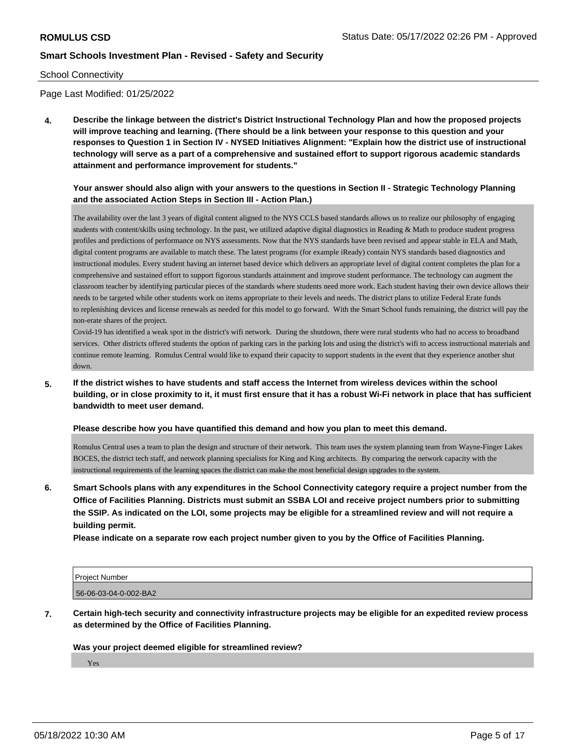School Connectivity

Page Last Modified: 01/25/2022

**4. Describe the linkage between the district's District Instructional Technology Plan and how the proposed projects will improve teaching and learning. (There should be a link between your response to this question and your responses to Question 1 in Section IV - NYSED Initiatives Alignment: "Explain how the district use of instructional technology will serve as a part of a comprehensive and sustained effort to support rigorous academic standards attainment and performance improvement for students."**

**Your answer should also align with your answers to the questions in Section II - Strategic Technology Planning and the associated Action Steps in Section III - Action Plan.)**

The availability over the last 3 years of digital content aligned to the NYS CCLS based standards allows us to realize our philosophy of engaging students with content/skills using technology. In the past, we utilized adaptive digital diagnostics in Reading & Math to produce student progress profiles and predictions of performance on NYS assessments. Now that the NYS standards have been revised and appear stable in ELA and Math, digital content programs are available to match these. The latest programs (for example iReady) contain NYS standards based diagnostics and instructional modules. Every student having an internet based device which delivers an appropriate level of digital content completes the plan for a comprehensive and sustained effort to support figorous standards attainment and improve student performance. The technology can augment the classroom teacher by identifying particular pieces of the standards where students need more work. Each student having their own device allows their needs to be targeted while other students work on items appropriate to their levels and needs. The district plans to utilize Federal Erate funds to replenishing devices and license renewals as needed for this model to go forward. With the Smart School funds remaining, the district will pay the non-erate shares of the project.

Covid-19 has identified a weak spot in the district's wifi network. During the shutdown, there were rural students who had no access to broadband services. Other districts offered students the option of parking cars in the parking lots and using the district's wifi to access instructional materials and continue remote learning. Romulus Central would like to expand their capacity to support students in the event that they experience another shut down.

**5. If the district wishes to have students and staff access the Internet from wireless devices within the school building, or in close proximity to it, it must first ensure that it has a robust Wi-Fi network in place that has sufficient bandwidth to meet user demand.**

**Please describe how you have quantified this demand and how you plan to meet this demand.**

Romulus Central uses a team to plan the design and structure of their network. This team uses the system planning team from Wayne-Finger Lakes BOCES, the district tech staff, and network planning specialists for King and King architects. By comparing the network capacity with the instructional requirements of the learning spaces the district can make the most beneficial design upgrades to the system.

**6. Smart Schools plans with any expenditures in the School Connectivity category require a project number from the Office of Facilities Planning. Districts must submit an SSBA LOI and receive project numbers prior to submitting the SSIP. As indicated on the LOI, some projects may be eligible for a streamlined review and will not require a building permit.**

**Please indicate on a separate row each project number given to you by the Office of Facilities Planning.**

| Project Number |
|---|
| 56-06-03-04-0-002-BA2 |

**7. Certain high-tech security and connectivity infrastructure projects may be eligible for an expedited review process as determined by the Office of Facilities Planning.**

**Was your project deemed eligible for streamlined review?**

Yes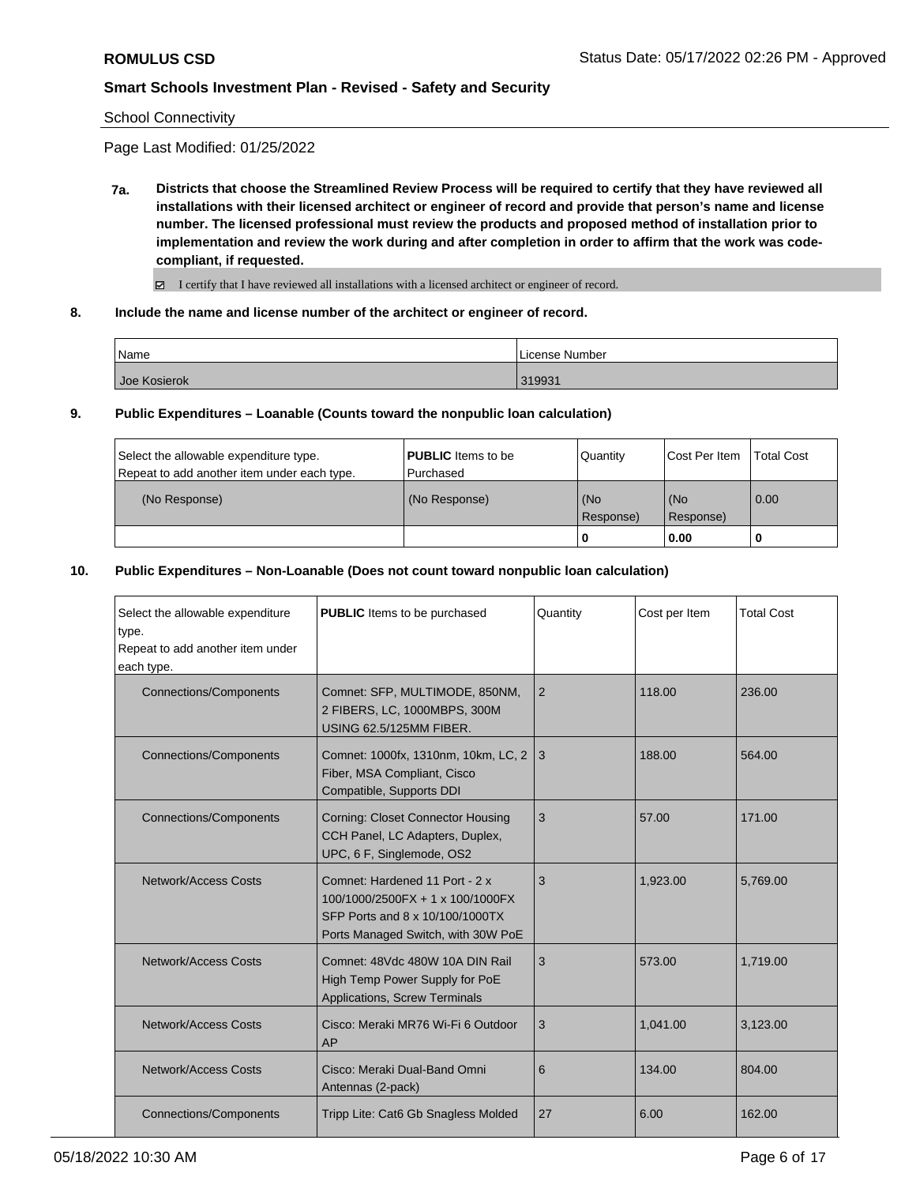**ROMULUS CSD** Status Date: 05/17/2022 02:26 PM - Approved

**Smart Schools Investment Plan - Revised - Safety and Security**

School Connectivity

Page Last Modified: 01/25/2022

**7a. Districts that choose the Streamlined Review Process will be required to certify that they have reviewed all installations with their licensed architect or engineer of record and provide that person's name and license number. The licensed professional must review the products and proposed method of installation prior to implementation and review the work during and after completion in order to affirm that the work was code-compliant, if requested.**

☑ I certify that I have reviewed all installations with a licensed architect or engineer of record.

**8. Include the name and license number of the architect or engineer of record.**

| Name | License Number |
|---|---|
| Joe Kosierok | 319931 |

**9. Public Expenditures – Loanable (Counts toward the nonpublic loan calculation)**

| Select the allowable expenditure type. Repeat to add another item under each type. | **PUBLIC** Items to be Purchased | Quantity | Cost Per Item | Total Cost |
|---|---|---|---|---|
| (No Response) | (No Response) | (No Response) | (No Response) | 0.00 |
| | | 0 | 0.00 | 0 |

**10. Public Expenditures – Non-Loanable (Does not count toward nonpublic loan calculation)**

| Select the allowable expenditure type. Repeat to add another item under each type. | **PUBLIC** Items to be purchased | Quantity | Cost per Item | Total Cost |
|---|---|---|---|---|
| Connections/Components | Comnet: SFP, MULTIMODE, 850NM, 2 FIBERS, LC, 1000MBPS, 300M USING 62.5/125MM FIBER. | 2 | 118.00 | 236.00 |
| Connections/Components | Comnet: 1000fx, 1310nm, 10km, LC, 2 Fiber, MSA Compliant, Cisco Compatible, Supports DDI | 3 | 188.00 | 564.00 |
| Connections/Components | Corning: Closet Connector Housing CCH Panel, LC Adapters, Duplex, UPC, 6 F, Singlemode, OS2 | 3 | 57.00 | 171.00 |
| Network/Access Costs | Comnet: Hardened 11 Port - 2 x 100/1000/2500FX + 1 x 100/1000FX SFP Ports and 8 x 10/100/1000TX Ports Managed Switch, with 30W PoE | 3 | 1,923.00 | 5,769.00 |
| Network/Access Costs | Comnet: 48Vdc 480W 10A DIN Rail High Temp Power Supply for PoE Applications, Screw Terminals | 3 | 573.00 | 1,719.00 |
| Network/Access Costs | Cisco: Meraki MR76 Wi-Fi 6 Outdoor AP | 3 | 1,041.00 | 3,123.00 |
| Network/Access Costs | Cisco: Meraki Dual-Band Omni Antennas (2-pack) | 6 | 134.00 | 804.00 |
| Connections/Components | Tripp Lite: Cat6 Gb Snagless Molded | 27 | 6.00 | 162.00 |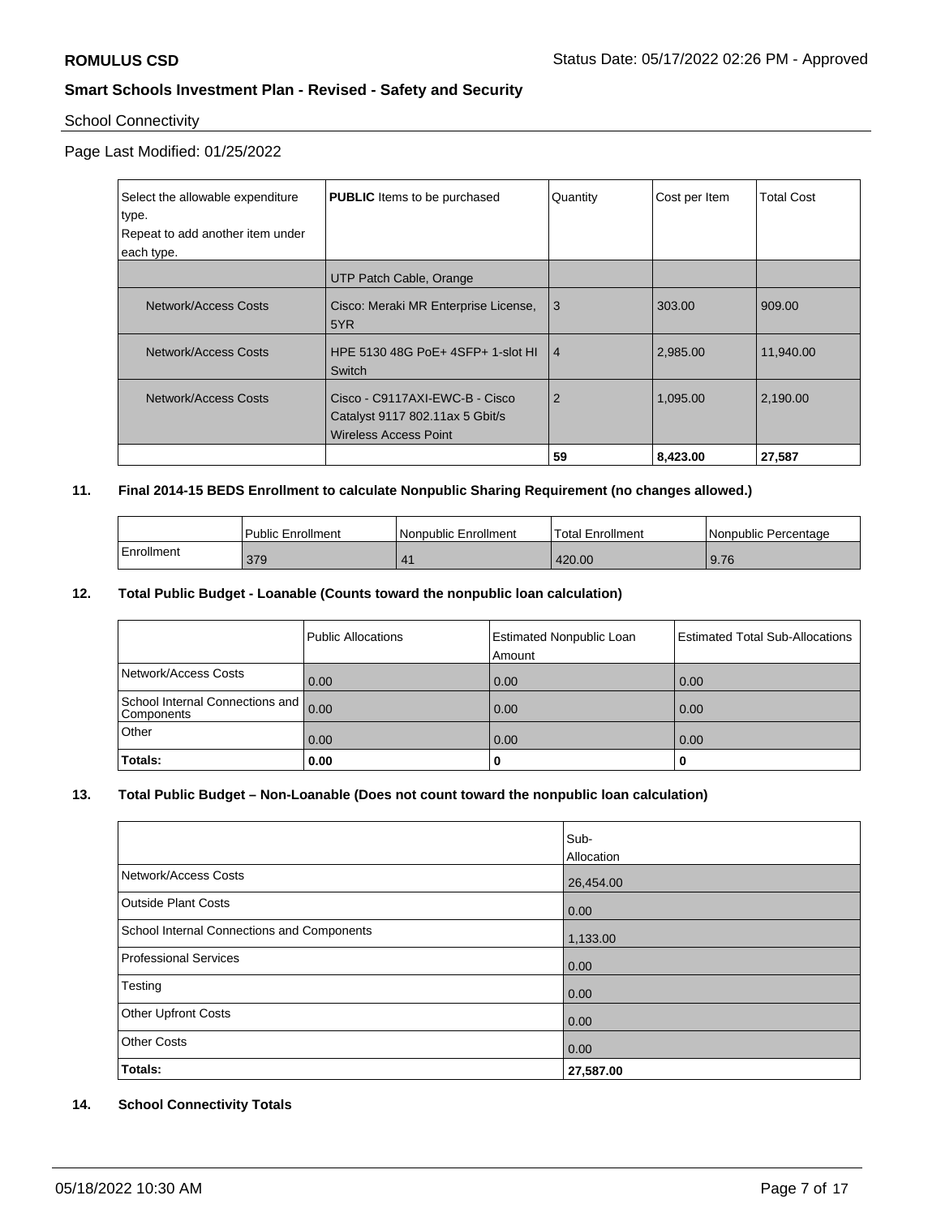**ROMULUS CSD** Status Date: 05/17/2022 02:26 PM - Approved

**Smart Schools Investment Plan - Revised - Safety and Security**

School Connectivity

Page Last Modified: 01/25/2022

| Select the allowable expenditure type. Repeat to add another item under each type. | **PUBLIC** Items to be purchased | Quantity | Cost per Item | Total Cost |
|---|---|---|---|---|
| | UTP Patch Cable, Orange | | | |
| Network/Access Costs | Cisco: Meraki MR Enterprise License, 5YR | 3 | 303.00 | 909.00 |
| Network/Access Costs | HPE 5130 48G PoE+ 4SFP+ 1-slot HI Switch | 4 | 2,985.00 | 11,940.00 |
| Network/Access Costs | Cisco - C9117AXI-EWC-B - Cisco Catalyst 9117 802.11ax 5 Gbit/s Wireless Access Point | 2 | 1,095.00 | 2,190.00 |
| | | **59** | **8,423.00** | **27,587** |

**11. Final 2014-15 BEDS Enrollment to calculate Nonpublic Sharing Requirement (no changes allowed.)**

| | Public Enrollment | Nonpublic Enrollment | Total Enrollment | Nonpublic Percentage |
|---|---|---|---|---|
| Enrollment | 379 | 41 | 420.00 | 9.76 |

**12. Total Public Budget - Loanable (Counts toward the nonpublic loan calculation)**

| | Public Allocations | Estimated Nonpublic Loan Amount | Estimated Total Sub-Allocations |
|---|---|---|---|
| Network/Access Costs | 0.00 | 0.00 | 0.00 |
| School Internal Connections and Components | 0.00 | 0.00 | 0.00 |
| Other | 0.00 | 0.00 | 0.00 |
| **Totals:** | **0.00** | **0** | **0** |

**13. Total Public Budget – Non-Loanable (Does not count toward the nonpublic loan calculation)**

| | Sub-Allocation |
|---|---|
| Network/Access Costs | 26,454.00 |
| Outside Plant Costs | 0.00 |
| School Internal Connections and Components | 1,133.00 |
| Professional Services | 0.00 |
| Testing | 0.00 |
| Other Upfront Costs | 0.00 |
| Other Costs | 0.00 |
| **Totals:** | **27,587.00** |

**14. School Connectivity Totals**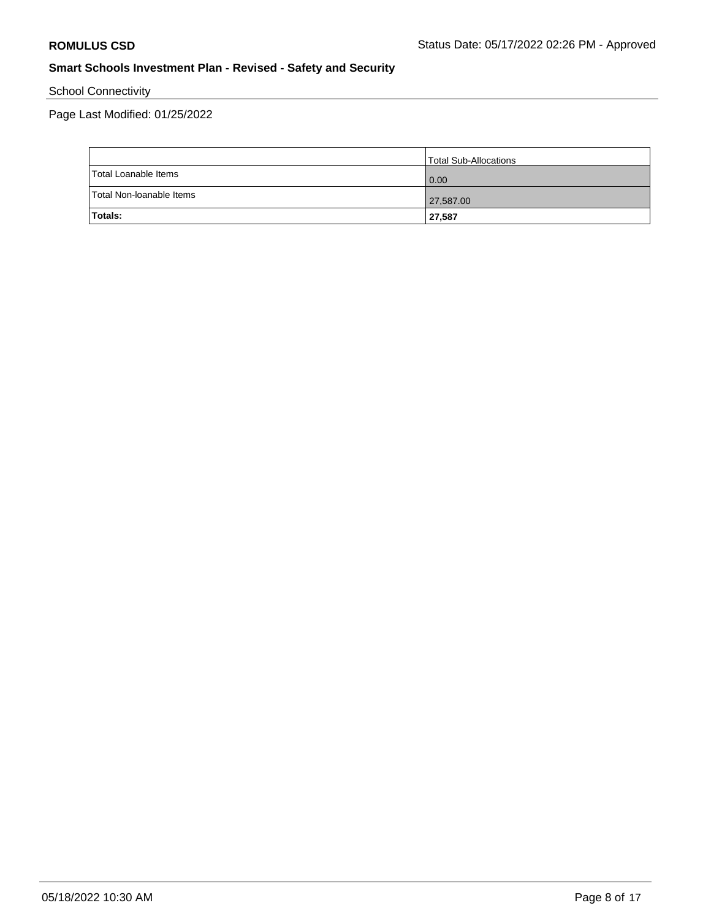School Connectivity

Page Last Modified: 01/25/2022

| | Total Sub-Allocations |
|---|---|
| Total Loanable Items | 0.00 |
| Total Non-loanable Items | 27,587.00 |
| **Totals:** | **27,587** |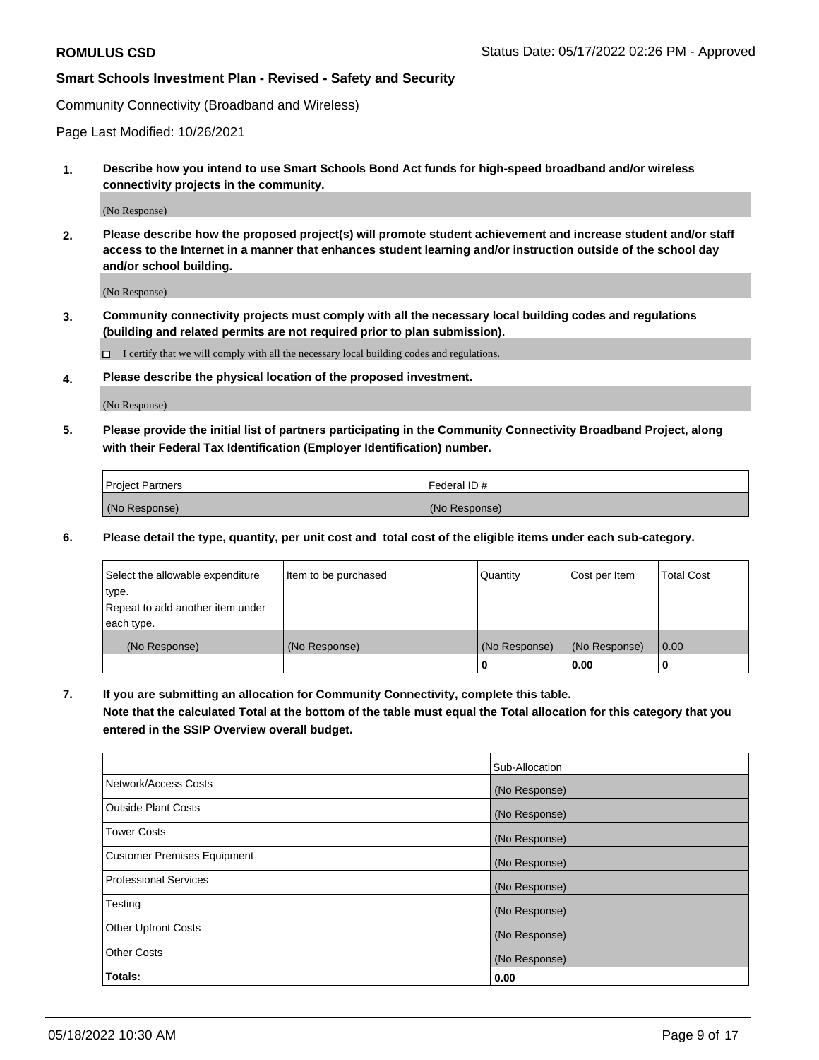**ROMULUS CSD** Status Date: 05/17/2022 02:26 PM - Approved

**Smart Schools Investment Plan - Revised - Safety and Security**

Community Connectivity (Broadband and Wireless)

Page Last Modified: 10/26/2021

**1. Describe how you intend to use Smart Schools Bond Act funds for high-speed broadband and/or wireless connectivity projects in the community.**

(No Response)

**2. Please describe how the proposed project(s) will promote student achievement and increase student and/or staff access to the Internet in a manner that enhances student learning and/or instruction outside of the school day and/or school building.**

(No Response)

**3. Community connectivity projects must comply with all the necessary local building codes and regulations (building and related permits are not required prior to plan submission).**

☐ I certify that we will comply with all the necessary local building codes and regulations.

**4. Please describe the physical location of the proposed investment.**

(No Response)

**5. Please provide the initial list of partners participating in the Community Connectivity Broadband Project, along with their Federal Tax Identification (Employer Identification) number.**

| Project Partners | Federal ID # |
|---|---|
| (No Response) | (No Response) |

**6. Please detail the type, quantity, per unit cost and total cost of the eligible items under each sub-category.**

| Select the allowable expenditure type. Repeat to add another item under each type. | Item to be purchased | Quantity | Cost per Item | Total Cost |
|---|---|---|---|---|
| (No Response) | (No Response) | (No Response) | (No Response) | 0.00 |
| | | **0** | **0.00** | **0** |

**7. If you are submitting an allocation for Community Connectivity, complete this table. Note that the calculated Total at the bottom of the table must equal the Total allocation for this category that you entered in the SSIP Overview overall budget.**

| | Sub-Allocation |
|---|---|
| Network/Access Costs | (No Response) |
| Outside Plant Costs | (No Response) |
| Tower Costs | (No Response) |
| Customer Premises Equipment | (No Response) |
| Professional Services | (No Response) |
| Testing | (No Response) |
| Other Upfront Costs | (No Response) |
| Other Costs | (No Response) |
| **Totals:** | **0.00** |

05/18/2022 10:30 AM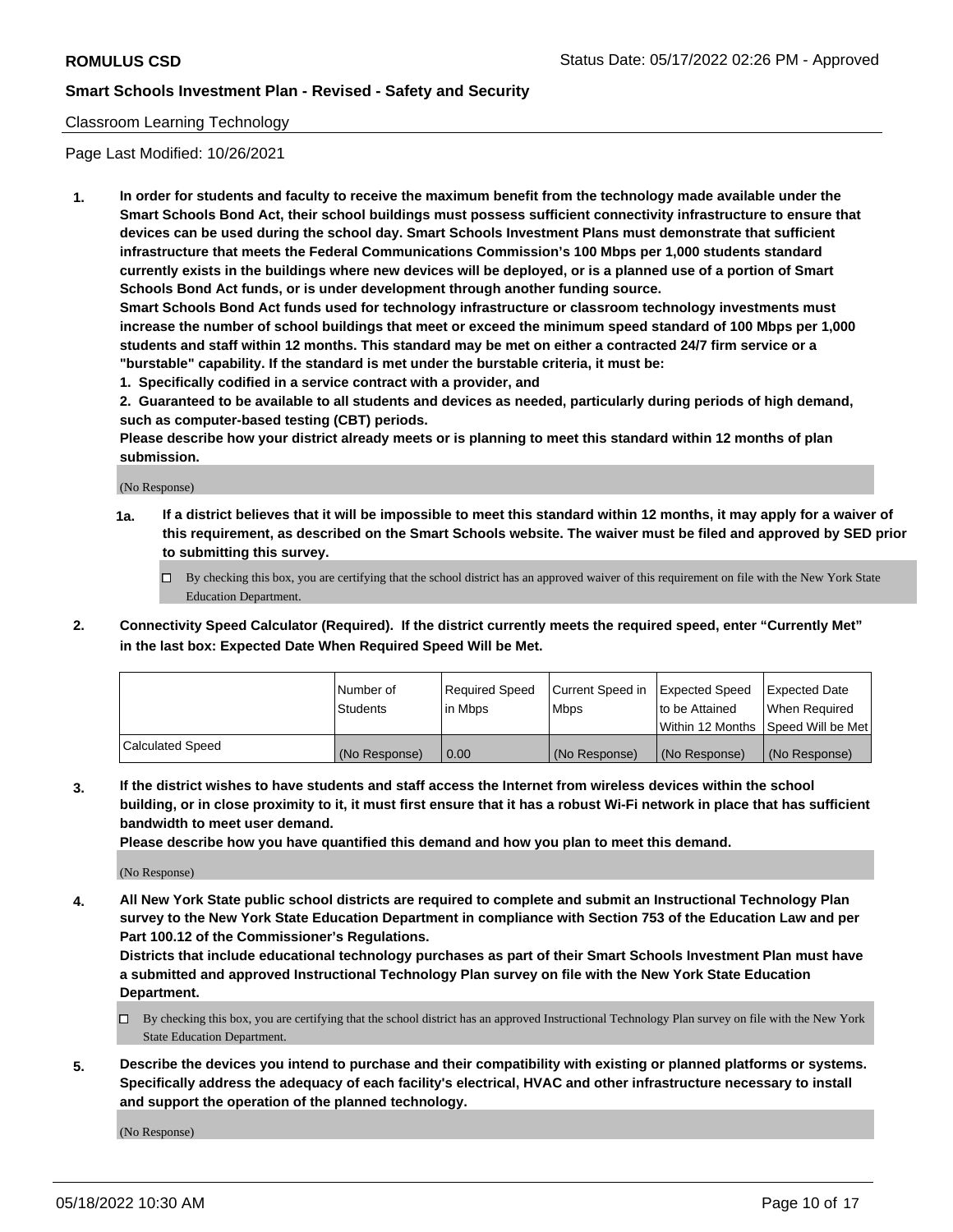**ROMULUS CSD** Status Date: 05/17/2022 02:26 PM - Approved

**Smart Schools Investment Plan - Revised - Safety and Security**

Classroom Learning Technology

Page Last Modified: 10/26/2021

**1. In order for students and faculty to receive the maximum benefit from the technology made available under the Smart Schools Bond Act, their school buildings must possess sufficient connectivity infrastructure to ensure that devices can be used during the school day. Smart Schools Investment Plans must demonstrate that sufficient infrastructure that meets the Federal Communications Commission's 100 Mbps per 1,000 students standard currently exists in the buildings where new devices will be deployed, or is a planned use of a portion of Smart Schools Bond Act funds, or is under development through another funding source.**

**Smart Schools Bond Act funds used for technology infrastructure or classroom technology investments must increase the number of school buildings that meet or exceed the minimum speed standard of 100 Mbps per 1,000 students and staff within 12 months. This standard may be met on either a contracted 24/7 firm service or a "burstable" capability. If the standard is met under the burstable criteria, it must be:**

**1. Specifically codified in a service contract with a provider, and**

**2. Guaranteed to be available to all students and devices as needed, particularly during periods of high demand, such as computer-based testing (CBT) periods.**

**Please describe how your district already meets or is planning to meet this standard within 12 months of plan submission.**

(No Response)

**1a. If a district believes that it will be impossible to meet this standard within 12 months, it may apply for a waiver of this requirement, as described on the Smart Schools website. The waiver must be filed and approved by SED prior to submitting this survey.**

- ☐ By checking this box, you are certifying that the school district has an approved waiver of this requirement on file with the New York State Education Department.

**2. Connectivity Speed Calculator (Required). If the district currently meets the required speed, enter "Currently Met" in the last box: Expected Date When Required Speed Will be Met.**

| | Number of Students | Required Speed in Mbps | Current Speed in Mbps | Expected Speed to be Attained Within 12 Months | Expected Date When Required Speed Will be Met |
|---|---|---|---|---|---|
| Calculated Speed | (No Response) | 0.00 | (No Response) | (No Response) | (No Response) |

**3. If the district wishes to have students and staff access the Internet from wireless devices within the school building, or in close proximity to it, it must first ensure that it has a robust Wi-Fi network in place that has sufficient bandwidth to meet user demand.**

**Please describe how you have quantified this demand and how you plan to meet this demand.**

(No Response)

**4. All New York State public school districts are required to complete and submit an Instructional Technology Plan survey to the New York State Education Department in compliance with Section 753 of the Education Law and per Part 100.12 of the Commissioner's Regulations.**

**Districts that include educational technology purchases as part of their Smart Schools Investment Plan must have a submitted and approved Instructional Technology Plan survey on file with the New York State Education Department.**

- ☐ By checking this box, you are certifying that the school district has an approved Instructional Technology Plan survey on file with the New York State Education Department.

**5. Describe the devices you intend to purchase and their compatibility with existing or planned platforms or systems. Specifically address the adequacy of each facility's electrical, HVAC and other infrastructure necessary to install and support the operation of the planned technology.**

(No Response)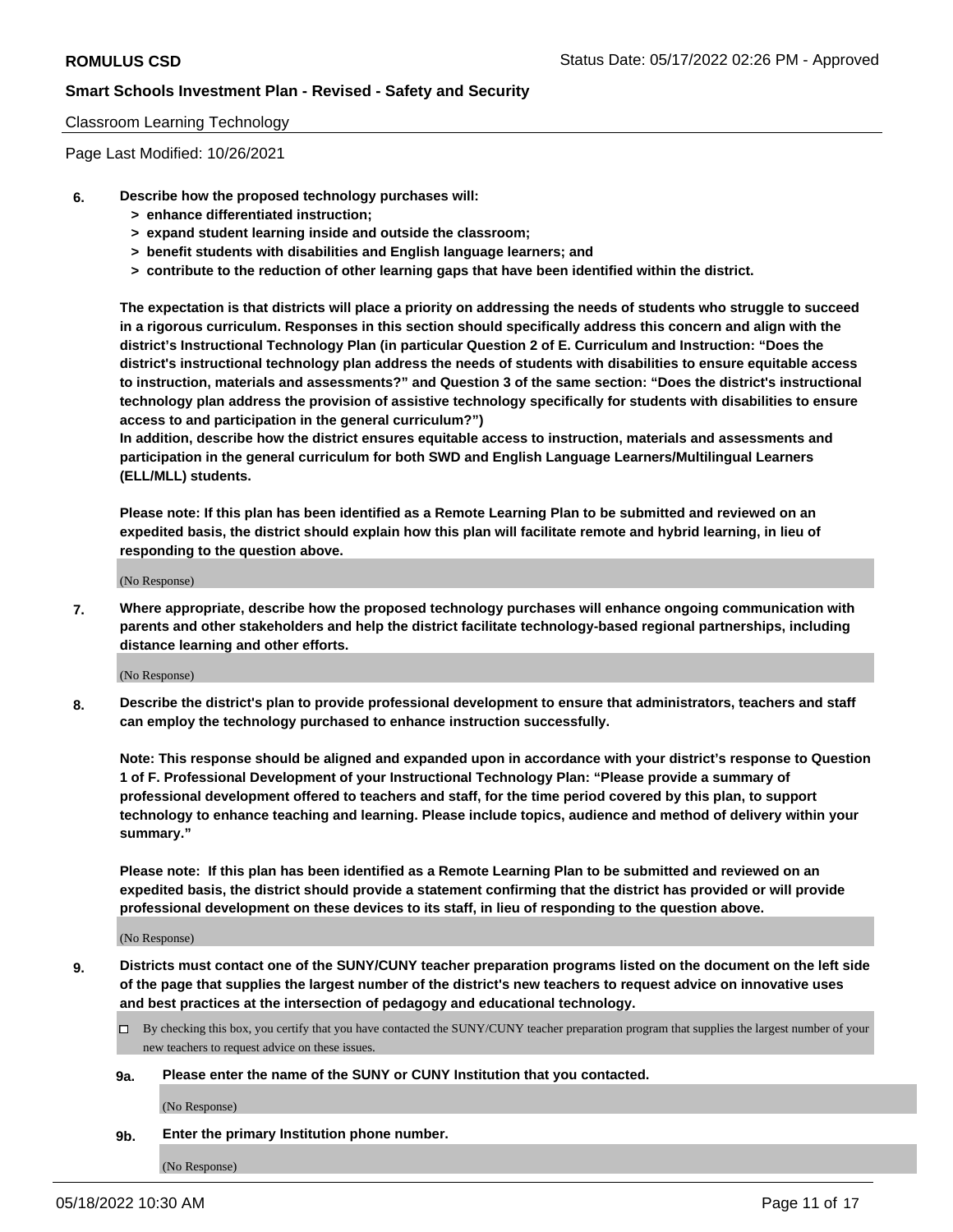Classroom Learning Technology

Page Last Modified: 10/26/2021

**6. Describe how the proposed technology purchases will:**
- **> enhance differentiated instruction;**
- **> expand student learning inside and outside the classroom;**
- **> benefit students with disabilities and English language learners; and**
- **> contribute to the reduction of other learning gaps that have been identified within the district.**

**The expectation is that districts will place a priority on addressing the needs of students who struggle to succeed in a rigorous curriculum. Responses in this section should specifically address this concern and align with the district's Instructional Technology Plan (in particular Question 2 of E. Curriculum and Instruction: "Does the district's instructional technology plan address the needs of students with disabilities to ensure equitable access to instruction, materials and assessments?" and Question 3 of the same section: "Does the district's instructional technology plan address the provision of assistive technology specifically for students with disabilities to ensure access to and participation in the general curriculum?")**

**In addition, describe how the district ensures equitable access to instruction, materials and assessments and participation in the general curriculum for both SWD and English Language Learners/Multilingual Learners (ELL/MLL) students.**

**Please note: If this plan has been identified as a Remote Learning Plan to be submitted and reviewed on an expedited basis, the district should explain how this plan will facilitate remote and hybrid learning, in lieu of responding to the question above.**

(No Response)

**7. Where appropriate, describe how the proposed technology purchases will enhance ongoing communication with parents and other stakeholders and help the district facilitate technology-based regional partnerships, including distance learning and other efforts.**

(No Response)

**8. Describe the district's plan to provide professional development to ensure that administrators, teachers and staff can employ the technology purchased to enhance instruction successfully.**

**Note: This response should be aligned and expanded upon in accordance with your district's response to Question 1 of F. Professional Development of your Instructional Technology Plan: "Please provide a summary of professional development offered to teachers and staff, for the time period covered by this plan, to support technology to enhance teaching and learning. Please include topics, audience and method of delivery within your summary."**

**Please note: If this plan has been identified as a Remote Learning Plan to be submitted and reviewed on an expedited basis, the district should provide a statement confirming that the district has provided or will provide professional development on these devices to its staff, in lieu of responding to the question above.**

(No Response)

**9. Districts must contact one of the SUNY/CUNY teacher preparation programs listed on the document on the left side of the page that supplies the largest number of the district's new teachers to request advice on innovative uses and best practices at the intersection of pedagogy and educational technology.**

☐ By checking this box, you certify that you have contacted the SUNY/CUNY teacher preparation program that supplies the largest number of your new teachers to request advice on these issues.

**9a. Please enter the name of the SUNY or CUNY Institution that you contacted.**

(No Response)

**9b. Enter the primary Institution phone number.**

(No Response)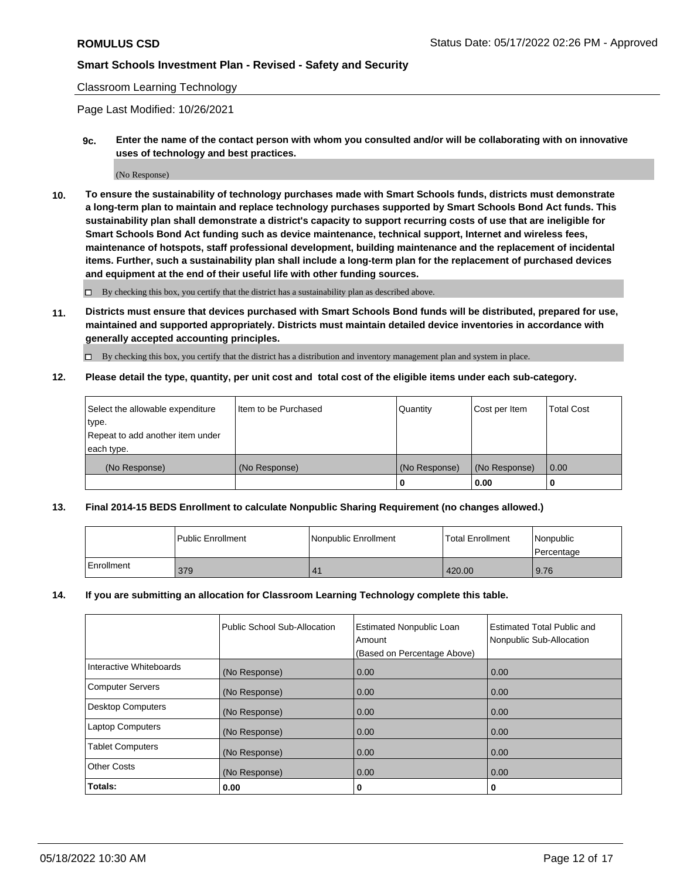Classroom Learning Technology

Page Last Modified: 10/26/2021

**9c. Enter the name of the contact person with whom you consulted and/or will be collaborating with on innovative uses of technology and best practices.**

(No Response)

**10. To ensure the sustainability of technology purchases made with Smart Schools funds, districts must demonstrate a long-term plan to maintain and replace technology purchases supported by Smart Schools Bond Act funds. This sustainability plan shall demonstrate a district's capacity to support recurring costs of use that are ineligible for Smart Schools Bond Act funding such as device maintenance, technical support, Internet and wireless fees, maintenance of hotspots, staff professional development, building maintenance and the replacement of incidental items. Further, such a sustainability plan shall include a long-term plan for the replacement of purchased devices and equipment at the end of their useful life with other funding sources.**

☐ By checking this box, you certify that the district has a sustainability plan as described above.

**11. Districts must ensure that devices purchased with Smart Schools Bond funds will be distributed, prepared for use, maintained and supported appropriately. Districts must maintain detailed device inventories in accordance with generally accepted accounting principles.**

☐ By checking this box, you certify that the district has a distribution and inventory management plan and system in place.

**12. Please detail the type, quantity, per unit cost and total cost of the eligible items under each sub-category.**

| Select the allowable expenditure type. Repeat to add another item under each type. | Item to be Purchased | Quantity | Cost per Item | Total Cost |
|---|---|---|---|---|
| (No Response) | (No Response) | (No Response) | (No Response) | 0.00 |
| | | 0 | 0.00 | 0 |

**13. Final 2014-15 BEDS Enrollment to calculate Nonpublic Sharing Requirement (no changes allowed.)**

| | Public Enrollment | Nonpublic Enrollment | Total Enrollment | Nonpublic Percentage |
|---|---|---|---|---|
| Enrollment | 379 | 41 | 420.00 | 9.76 |

**14. If you are submitting an allocation for Classroom Learning Technology complete this table.**

| | Public School Sub-Allocation | Estimated Nonpublic Loan Amount (Based on Percentage Above) | Estimated Total Public and Nonpublic Sub-Allocation |
|---|---|---|---|
| Interactive Whiteboards | (No Response) | 0.00 | 0.00 |
| Computer Servers | (No Response) | 0.00 | 0.00 |
| Desktop Computers | (No Response) | 0.00 | 0.00 |
| Laptop Computers | (No Response) | 0.00 | 0.00 |
| Tablet Computers | (No Response) | 0.00 | 0.00 |
| Other Costs | (No Response) | 0.00 | 0.00 |
| **Totals:** | 0.00 | 0 | 0 |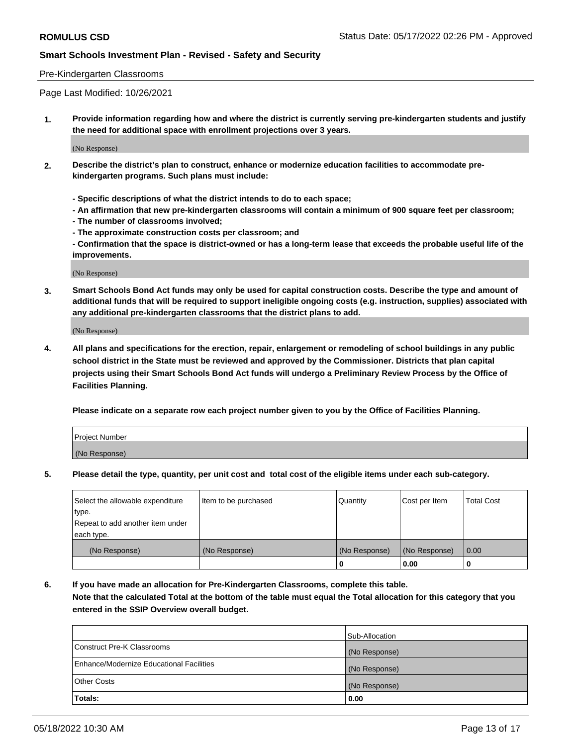Pre-Kindergarten Classrooms

Page Last Modified: 10/26/2021

1. **Provide information regarding how and where the district is currently serving pre-kindergarten students and justify the need for additional space with enrollment projections over 3 years.**

(No Response)

2. **Describe the district's plan to construct, enhance or modernize education facilities to accommodate pre-kindergarten programs. Such plans must include:**

   **- Specific descriptions of what the district intends to do to each space;**
   **- An affirmation that new pre-kindergarten classrooms will contain a minimum of 900 square feet per classroom;**
   **- The number of classrooms involved;**
   **- The approximate construction costs per classroom; and**
   **- Confirmation that the space is district-owned or has a long-term lease that exceeds the probable useful life of the improvements.**

(No Response)

3. **Smart Schools Bond Act funds may only be used for capital construction costs. Describe the type and amount of additional funds that will be required to support ineligible ongoing costs (e.g. instruction, supplies) associated with any additional pre-kindergarten classrooms that the district plans to add.**

(No Response)

4. **All plans and specifications for the erection, repair, enlargement or remodeling of school buildings in any public school district in the State must be reviewed and approved by the Commissioner. Districts that plan capital projects using their Smart Schools Bond Act funds will undergo a Preliminary Review Process by the Office of Facilities Planning.**

   **Please indicate on a separate row each project number given to you by the Office of Facilities Planning.**

| Project Number |
|---|
| (No Response) |

5. **Please detail the type, quantity, per unit cost and total cost of the eligible items under each sub-category.**

| Select the allowable expenditure type. Repeat to add another item under each type. | Item to be purchased | Quantity | Cost per Item | Total Cost |
|---|---|---|---|---|
| (No Response) | (No Response) | (No Response) | (No Response) | 0.00 |
| | | 0 | 0.00 | 0 |

6. **If you have made an allocation for Pre-Kindergarten Classrooms, complete this table.**
   **Note that the calculated Total at the bottom of the table must equal the Total allocation for this category that you entered in the SSIP Overview overall budget.**

| | Sub-Allocation |
|---|---|
| Construct Pre-K Classrooms | (No Response) |
| Enhance/Modernize Educational Facilities | (No Response) |
| Other Costs | (No Response) |
| **Totals:** | **0.00** |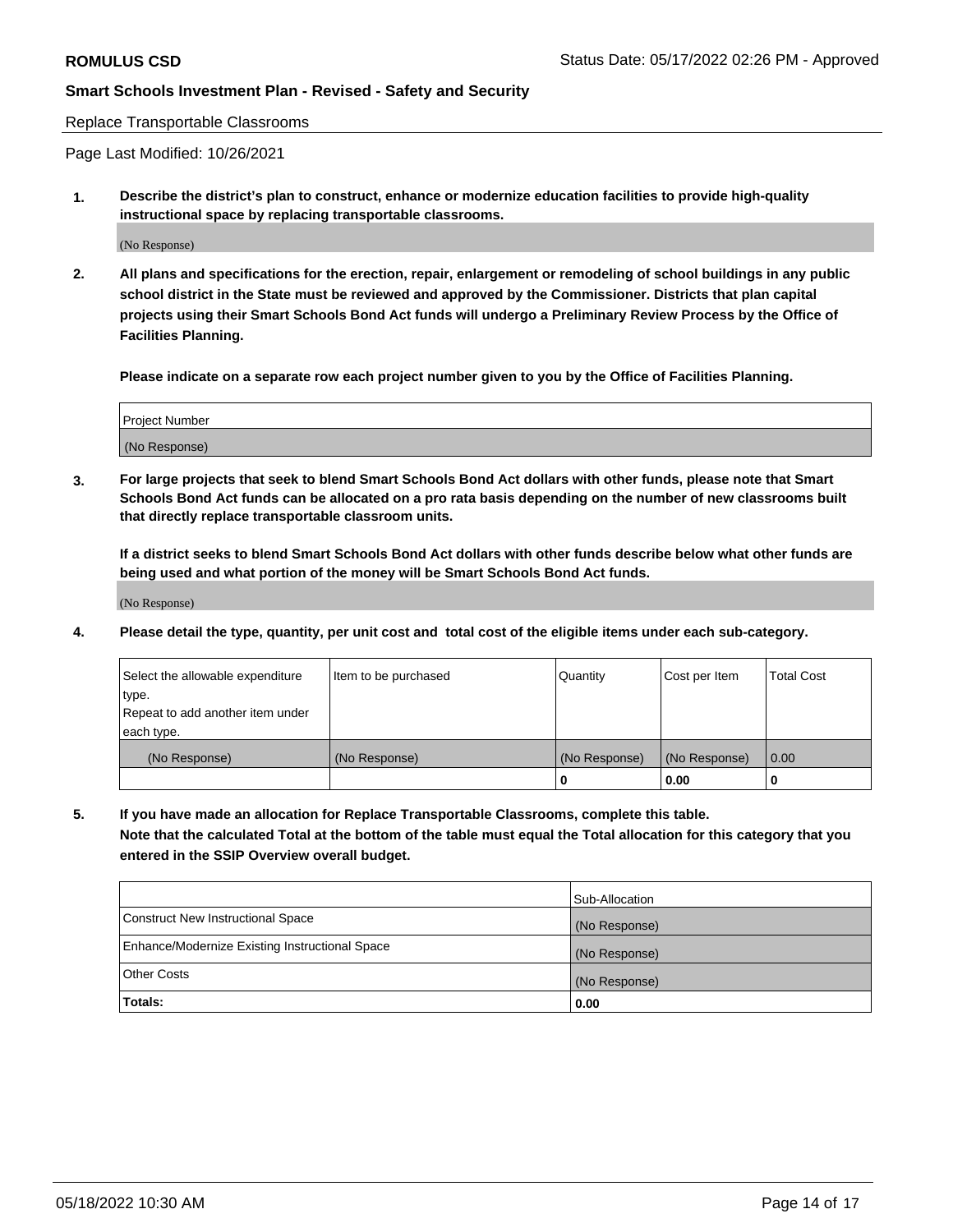**ROMULUS CSD** Status Date: 05/17/2022 02:26 PM - Approved

**Smart Schools Investment Plan - Revised - Safety and Security**

Replace Transportable Classrooms

Page Last Modified: 10/26/2021

**1. Describe the district's plan to construct, enhance or modernize education facilities to provide high-quality instructional space by replacing transportable classrooms.**

(No Response)

**2. All plans and specifications for the erection, repair, enlargement or remodeling of school buildings in any public school district in the State must be reviewed and approved by the Commissioner. Districts that plan capital projects using their Smart Schools Bond Act funds will undergo a Preliminary Review Process by the Office of Facilities Planning.**

**Please indicate on a separate row each project number given to you by the Office of Facilities Planning.**

| Project Number |
|---|
| (No Response) |

**3. For large projects that seek to blend Smart Schools Bond Act dollars with other funds, please note that Smart Schools Bond Act funds can be allocated on a pro rata basis depending on the number of new classrooms built that directly replace transportable classroom units.**

**If a district seeks to blend Smart Schools Bond Act dollars with other funds describe below what other funds are being used and what portion of the money will be Smart Schools Bond Act funds.**

(No Response)

**4. Please detail the type, quantity, per unit cost and total cost of the eligible items under each sub-category.**

| Select the allowable expenditure type. Repeat to add another item under each type. | Item to be purchased | Quantity | Cost per Item | Total Cost |
|---|---|---|---|---|
| (No Response) | (No Response) | (No Response) | (No Response) | 0.00 |
| | | 0 | 0.00 | 0 |

**5. If you have made an allocation for Replace Transportable Classrooms, complete this table. Note that the calculated Total at the bottom of the table must equal the Total allocation for this category that you entered in the SSIP Overview overall budget.**

| | Sub-Allocation |
|---|---|
| Construct New Instructional Space | (No Response) |
| Enhance/Modernize Existing Instructional Space | (No Response) |
| Other Costs | (No Response) |
| **Totals:** | 0.00 |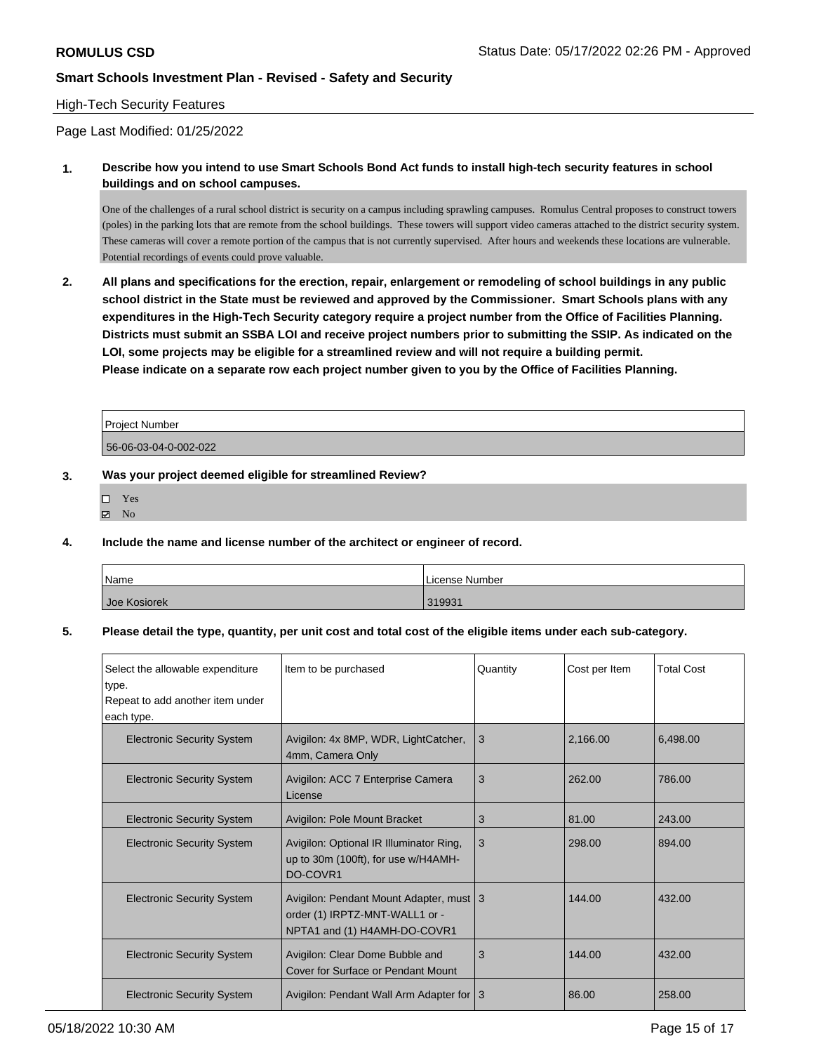**ROMULUS CSD** Status Date: 05/17/2022 02:26 PM - Approved

**Smart Schools Investment Plan - Revised - Safety and Security**

High-Tech Security Features

Page Last Modified: 01/25/2022

**1. Describe how you intend to use Smart Schools Bond Act funds to install high-tech security features in school buildings and on school campuses.**

One of the challenges of a rural school district is security on a campus including sprawling campuses. Romulus Central proposes to construct towers (poles) in the parking lots that are remote from the school buildings. These towers will support video cameras attached to the district security system. These cameras will cover a remote portion of the campus that is not currently supervised. After hours and weekends these locations are vulnerable. Potential recordings of events could prove valuable.

**2. All plans and specifications for the erection, repair, enlargement or remodeling of school buildings in any public school district in the State must be reviewed and approved by the Commissioner. Smart Schools plans with any expenditures in the High-Tech Security category require a project number from the Office of Facilities Planning. Districts must submit an SSBA LOI and receive project numbers prior to submitting the SSIP. As indicated on the LOI, some projects may be eligible for a streamlined review and will not require a building permit.**
**Please indicate on a separate row each project number given to you by the Office of Facilities Planning.**

| Project Number |
|---|
| 56-06-03-04-0-002-022 |

**3. Was your project deemed eligible for streamlined Review?**

- ☐ Yes
- ☑ No

**4. Include the name and license number of the architect or engineer of record.**

| Name | License Number |
|---|---|
| Joe Kosiorek | 319931 |

**5. Please detail the type, quantity, per unit cost and total cost of the eligible items under each sub-category.**

| Select the allowable expenditure type. Repeat to add another item under each type. | Item to be purchased | Quantity | Cost per Item | Total Cost |
|---|---|---|---|---|
| Electronic Security System | Avigilon: 4x 8MP, WDR, LightCatcher, 4mm, Camera Only | 3 | 2,166.00 | 6,498.00 |
| Electronic Security System | Avigilon: ACC 7 Enterprise Camera License | 3 | 262.00 | 786.00 |
| Electronic Security System | Avigilon: Pole Mount Bracket | 3 | 81.00 | 243.00 |
| Electronic Security System | Avigilon: Optional IR Illuminator Ring, up to 30m (100ft), for use w/H4AMH-DO-COVR1 | 3 | 298.00 | 894.00 |
| Electronic Security System | Avigilon: Pendant Mount Adapter, must order (1) IRPTZ-MNT-WALL1 or -NPTA1 and (1) H4AMH-DO-COVR1 | 3 | 144.00 | 432.00 |
| Electronic Security System | Avigilon: Clear Dome Bubble and Cover for Surface or Pendant Mount | 3 | 144.00 | 432.00 |
| Electronic Security System | Avigilon: Pendant Wall Arm Adapter for | 3 | 86.00 | 258.00 |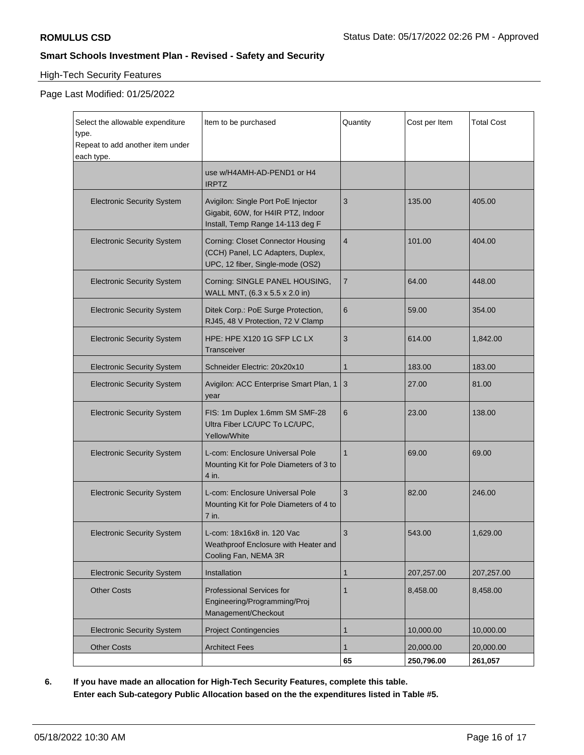**ROMULUS CSD** Status Date: 05/17/2022 02:26 PM - Approved

**Smart Schools Investment Plan - Revised - Safety and Security**

High-Tech Security Features

Page Last Modified: 01/25/2022

| Select the allowable expenditure type. Repeat to add another item under each type. | Item to be purchased | Quantity | Cost per Item | Total Cost |
|---|---|---|---|---|
| | use w/H4AMH-AD-PEND1 or H4 IRPTZ | | | |
| Electronic Security System | Avigilon: Single Port PoE Injector Gigabit, 60W, for H4IR PTZ, Indoor Install, Temp Range 14-113 deg F | 3 | 135.00 | 405.00 |
| Electronic Security System | Corning: Closet Connector Housing (CCH) Panel, LC Adapters, Duplex, UPC, 12 fiber, Single-mode (OS2) | 4 | 101.00 | 404.00 |
| Electronic Security System | Corning: SINGLE PANEL HOUSING, WALL MNT, (6.3 x 5.5 x 2.0 in) | 7 | 64.00 | 448.00 |
| Electronic Security System | Ditek Corp.: PoE Surge Protection, RJ45, 48 V Protection, 72 V Clamp | 6 | 59.00 | 354.00 |
| Electronic Security System | HPE: HPE X120 1G SFP LC LX Transceiver | 3 | 614.00 | 1,842.00 |
| Electronic Security System | Schneider Electric: 20x20x10 | 1 | 183.00 | 183.00 |
| Electronic Security System | Avigilon: ACC Enterprise Smart Plan, 1 year | 3 | 27.00 | 81.00 |
| Electronic Security System | FIS: 1m Duplex 1.6mm SM SMF-28 Ultra Fiber LC/UPC To LC/UPC, Yellow/White | 6 | 23.00 | 138.00 |
| Electronic Security System | L-com: Enclosure Universal Pole Mounting Kit for Pole Diameters of 3 to 4 in. | 1 | 69.00 | 69.00 |
| Electronic Security System | L-com: Enclosure Universal Pole Mounting Kit for Pole Diameters of 4 to 7 in. | 3 | 82.00 | 246.00 |
| Electronic Security System | L-com: 18x16x8 in. 120 Vac Weathproof Enclosure with Heater and Cooling Fan, NEMA 3R | 3 | 543.00 | 1,629.00 |
| Electronic Security System | Installation | 1 | 207,257.00 | 207,257.00 |
| Other Costs | Professional Services for Engineering/Programming/Proj Management/Checkout | 1 | 8,458.00 | 8,458.00 |
| Electronic Security System | Project Contingencies | 1 | 10,000.00 | 10,000.00 |
| Other Costs | Architect Fees | 1 | 20,000.00 | 20,000.00 |
| | | **65** | **250,796.00** | **261,057** |

**6. If you have made an allocation for High-Tech Security Features, complete this table.**
**Enter each Sub-category Public Allocation based on the the expenditures listed in Table #5.**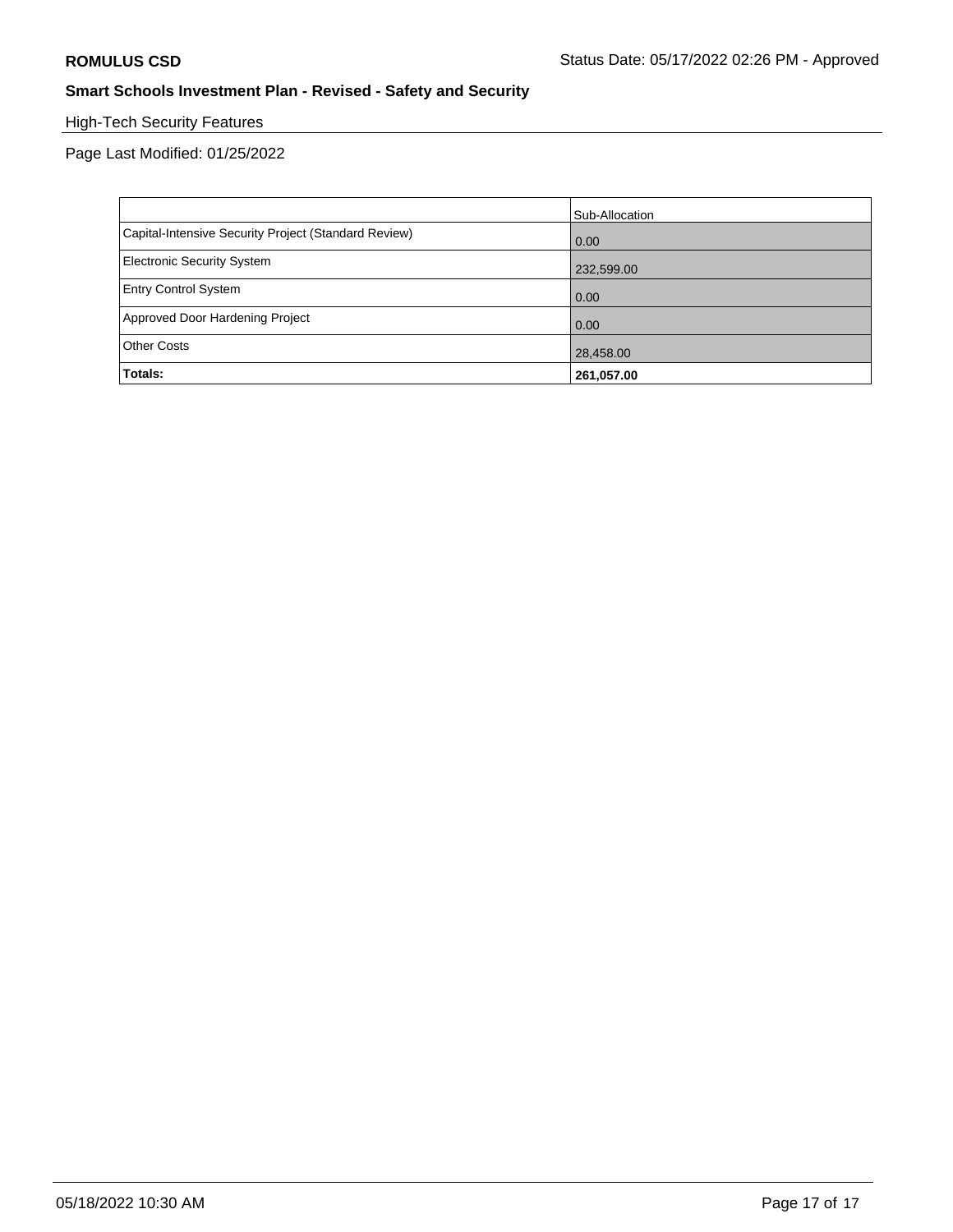**ROMULUS CSD** Status Date: 05/17/2022 02:26 PM - Approved

**Smart Schools Investment Plan - Revised - Safety and Security**

High-Tech Security Features

Page Last Modified: 01/25/2022

| | Sub-Allocation |
|---|---|
| Capital-Intensive Security Project (Standard Review) | 0.00 |
| Electronic Security System | 232,599.00 |
| Entry Control System | 0.00 |
| Approved Door Hardening Project | 0.00 |
| Other Costs | 28,458.00 |
| **Totals:** | **261,057.00** |